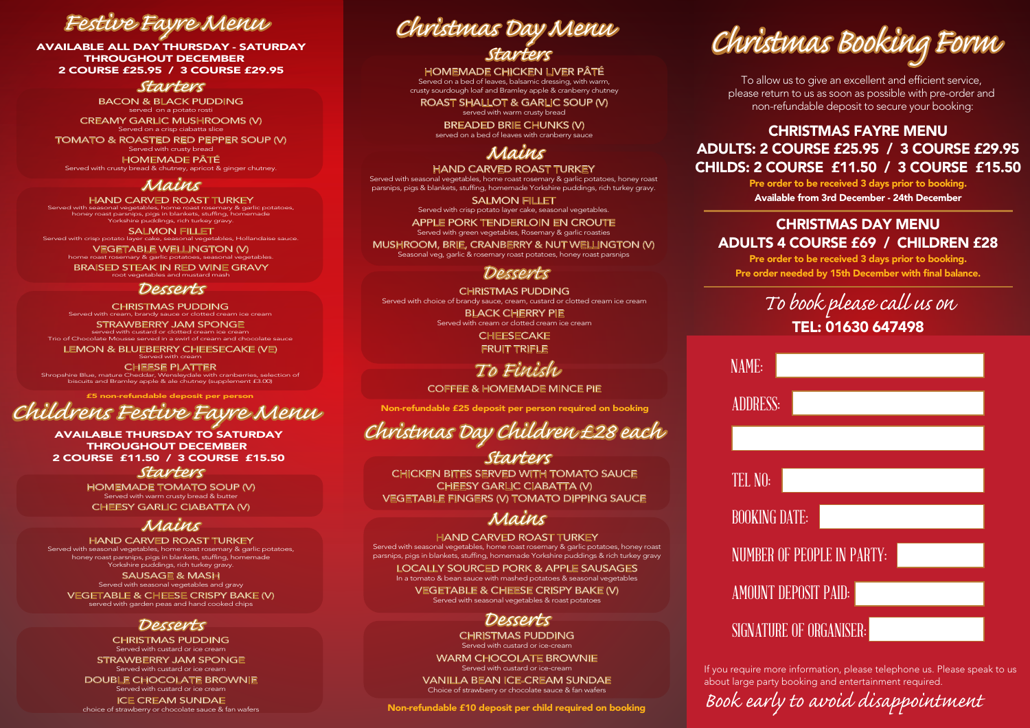# Festive Fayre Menu

**AVAILABLE ALL DAY THURSDAY - SATURDAY THROUGHOUT DECEMBER**
**2 COURSE £25.95 / 3 COURSE £29.95**

## Starters

**BACON & BLACK PUDDING**
served on a potato rosti

**CREAMY GARLIC MUSHROOMS (V)**
Served on a crisp ciabatta slice

**TOMATO & ROASTED RED PEPPER SOUP (V)**
Served with crusty bread

**HOMEMADE PÂTÉ**
Served with crusty bread & chutney, apricot & ginger chutney.

## Mains

**HAND CARVED ROAST TURKEY**
Served with seasonal vegetables, home roast rosemary & garlic potatoes, honey roast parsnips, pigs in blankets, stuffing, homemade Yorkshire puddings, rich turkey gravy.

**SALMON FILLET**
Served with crisp potato layer cake, seasonal vegetables, Hollandaise sauce.

**VEGETABLE WELLINGTON (V)**
home roast rosemary & garlic potatoes, seasonal vegetables.

**BRAISED STEAK IN RED WINE GRAVY**
root vegetables and mustard mash

## Desserts

**CHRISTMAS PUDDING**
Served with cream, brandy sauce or clotted cream ice cream

**STRAWBERRY JAM SPONGE**
served with custard or clotted cream ice cream
Trio of Chocolate Mousse served in a swirl of cream and chocolate sauce

**LEMON & BLUEBERRY CHEESECAKE (VE)**
Served with cream

**CHEESE PLATTER**
Shropshire Blue, mature Cheddar, Wensleydale with cranberries, selection of biscuits and Bramley apple & ale chutney (supplement £3.00)

**£5 non-refundable deposit per person**

# Childrens Festive Fayre Menu

**AVAILABLE THURSDAY TO SATURDAY THROUGHOUT DECEMBER**
**2 COURSE £11.50 / 3 COURSE £15.50**

## Starters

**HOMEMADE TOMATO SOUP (V)**
Served with warm crusty bread & butter

**CHEESY GARLIC CIABATTA (V)**

## Mains

**HAND CARVED ROAST TURKEY**
Served with seasonal vegetables, home roast rosemary & garlic potatoes, honey roast parsnips, pigs in blankets, stuffing, homemade Yorkshire puddings, rich turkey gravy.

**SAUSAGE & MASH**
Served with seasonal vegetables and gravy

**VEGETABLE & CHEESE CRISPY BAKE (V)**
served with garden peas and hand cooked chips

## Desserts

**CHRISTMAS PUDDING**
Served with custard or ice cream

**STRAWBERRY JAM SPONGE**
Served with custard or ice cream

**DOUBLE CHOCOLATE BROWNIE**
Served with custard or ice cream

**ICE CREAM SUNDAE**
choice of strawberry or chocolate sauce & fan wafers

# Christmas Day Menu

## Starters

**HOMEMADE CHICKEN LIVER PÂTÉ**
Served on a bed of leaves, balsamic dressing, with warm, crusty sourdough loaf and Bramley apple & cranberry chutney

**ROAST SHALLOT & GARLIC SOUP (V)**
served with warm crusty bread

**BREADED BRIE CHUNKS (V)**
served on a bed of leaves with cranberry sauce

## Mains

**HAND CARVED ROAST TURKEY**
Served with seasonal vegetables, home roast rosemary & garlic potatoes, honey roast parsnips, pigs & blankets, stuffing, homemade Yorkshire puddings, rich turkey gravy.

**SALMON FILLET**
Served with crisp potato layer cake, seasonal vegetables.

**APPLE PORK TENDERLOIN EN CROUTE**
Served with green vegetables, Rosemary & garlic roasties

**MUSHROOM, BRIE, CRANBERRY & NUT WELLINGTON (V)**
Seasonal veg, garlic & rosemary roast potatoes, honey roast parsnips

## Desserts

**CHRISTMAS PUDDING**
Served with choice of brandy sauce, cream, custard or clotted cream ice cream

**BLACK CHERRY PIE**
Served with cream or clotted cream ice cream

**CHEESECAKE**

**FRUIT TRIFLE**

## To Finish

**COFFEE & HOMEMADE MINCE PIE**

**Non-refundable £25 deposit per person required on booking**

# Christmas Day Children £28 each

## Starters

**CHICKEN BITES SERVED WITH TOMATO SAUCE**

**CHEESY GARLIC CIABATTA (V)**

**VEGETABLE FINGERS (V) TOMATO DIPPING SAUCE**

## Mains

**HAND CARVED ROAST TURKEY**
Served with seasonal vegetables, home roast rosemary & garlic potatoes, honey roast parsnips, pigs in blankets, stuffing, homemade Yorkshire puddings & rich turkey gravy

**LOCALLY SOURCED PORK & APPLE SAUSAGES**
In a tomato & bean sauce with mashed potatoes & seasonal vegetables

**VEGETABLE & CHEESE CRISPY BAKE (V)**
Served with seasonal vegetables & roast potatoes

## Desserts

**CHRISTMAS PUDDING**
Served with custard or ice-cream

**WARM CHOCOLATE BROWNIE**
Served with custard or ice-cream

**VANILLA BEAN ICE-CREAM SUNDAE**
Choice of strawberry or chocolate sauce & fan wafers

**Non-refundable £10 deposit per child required on booking**

# Christmas Booking Form

To allow us to give an excellent and efficient service, please return to us as soon as possible with pre-order and non-refundable deposit to secure your booking:

**CHRISTMAS FAYRE MENU**
**ADULTS: 2 COURSE £25.95 / 3 COURSE £29.95**
**CHILDS: 2 COURSE £11.50 / 3 COURSE £15.50**
**Pre order to be received 3 days prior to booking.**
**Available from 3rd December - 24th December**

**CHRISTMAS DAY MENU**
**ADULTS 4 COURSE £69 / CHILDREN £28**
**Pre order to be received 3 days prior to booking.**
**Pre order needed by 15th December with final balance.**

*To book please call us on*
**TEL: 01630 647498**

NAME:

ADDRESS:

TEL NO:

BOOKING DATE:

NUMBER OF PEOPLE IN PARTY:

AMOUNT DEPOSIT PAID:

SIGNATURE OF ORGANISER:

If you require more information, please telephone us. Please speak to us about large party booking and entertainment required.

*Book early to avoid disappointment*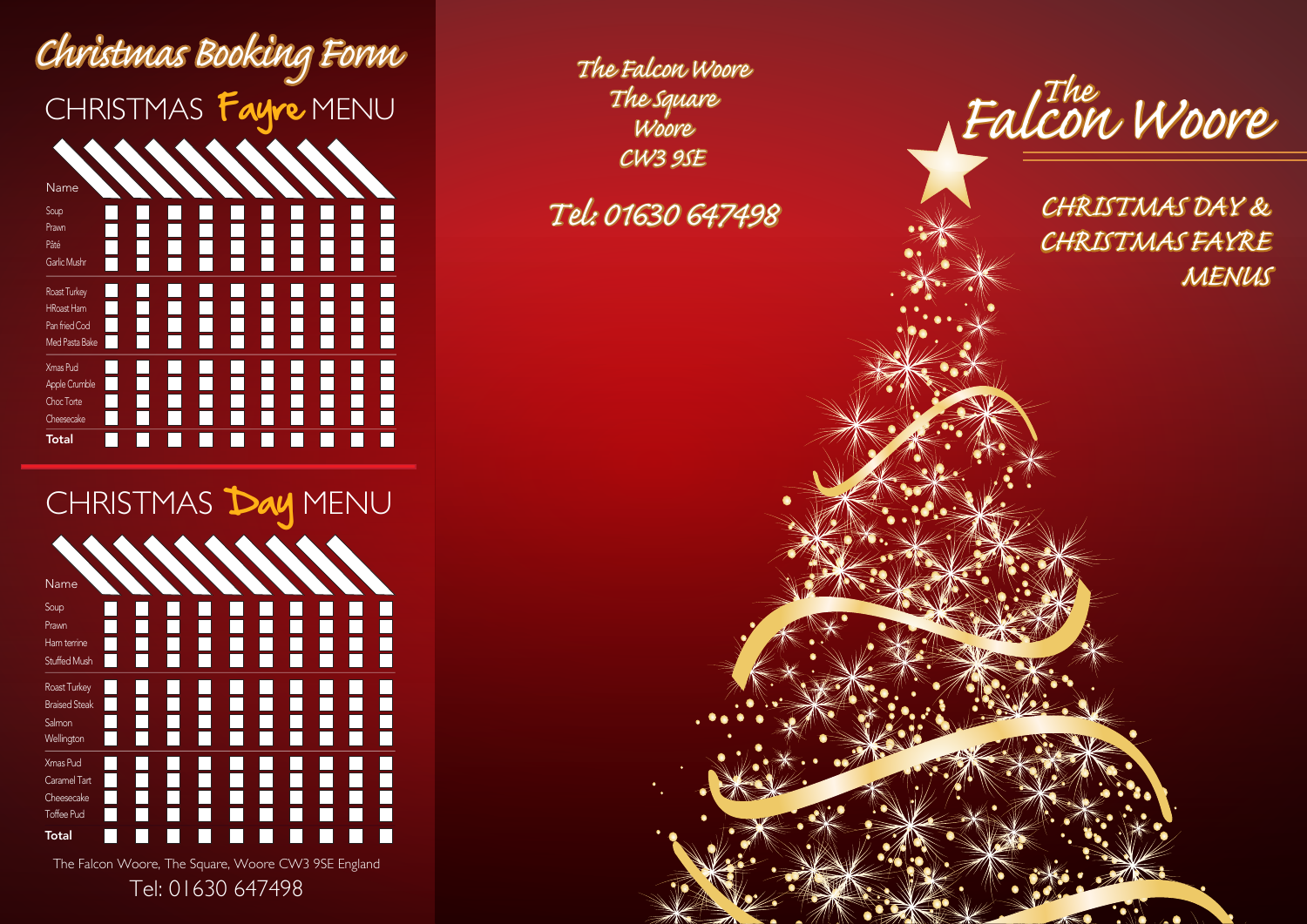# Christmas Booking Form

## CHRISTMAS Fayre MENU

| Name | | | | | | | | | | |
|---|---|---|---|---|---|---|---|---|---|---|
| Soup | | | | | | | | | | |
| Prawn | | | | | | | | | | |
| Pâté | | | | | | | | | | |
| Garlic Mushr | | | | | | | | | | |
| Roast Turkey | | | | | | | | | | |
| HRoast Ham | | | | | | | | | | |
| Pan fried Cod | | | | | | | | | | |
| Med Pasta Bake | | | | | | | | | | |
| Xmas Pud | | | | | | | | | | |
| Apple Crumble | | | | | | | | | | |
| Choc Torte | | | | | | | | | | |
| Cheesecake | | | | | | | | | | |
| **Total** | | | | | | | | | | |

## CHRISTMAS Day MENU

| Name | | | | | | | | | | |
|---|---|---|---|---|---|---|---|---|---|---|
| Soup | | | | | | | | | | |
| Prawn | | | | | | | | | | |
| Ham terrine | | | | | | | | | | |
| Stuffed Mush | | | | | | | | | | |
| Roast Turkey | | | | | | | | | | |
| Braised Steak | | | | | | | | | | |
| Salmon | | | | | | | | | | |
| Wellington | | | | | | | | | | |
| Xmas Pud | | | | | | | | | | |
| Caramel Tart | | | | | | | | | | |
| Cheesecake | | | | | | | | | | |
| Toffee Pud | | | | | | | | | | |
| **Total** | | | | | | | | | | |

The Falcon Woore, The Square, Woore CW3 9SE England

Tel: 01630 647498

The Falcon Woore
The Square
Woore
CW3 9SE

Tel: 01630 647498

# The Falcon Woore

## CHRISTMAS DAY & CHRISTMAS FAYRE MENUS